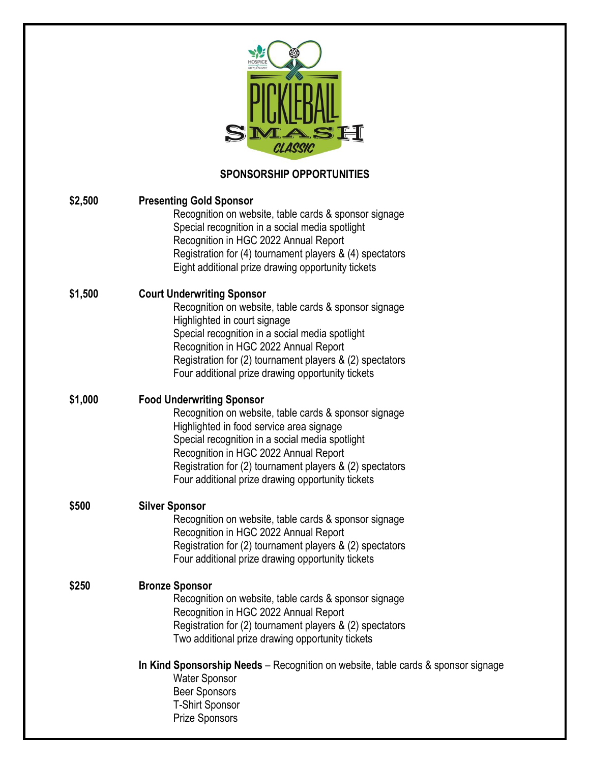HOSPICE of GREEN COUNTRY

# PICKLEBALL SMASH CLASSIC

## SPONSORSHIP OPPORTUNITIES

**$2,500** — **Presenting Gold Sponsor**
- Recognition on website, table cards & sponsor signage
- Special recognition in a social media spotlight
- Recognition in HGC 2022 Annual Report
- Registration for (4) tournament players & (4) spectators
- Eight additional prize drawing opportunity tickets

**$1,500** — **Court Underwriting Sponsor**
- Recognition on website, table cards & sponsor signage
- Highlighted in court signage
- Special recognition in a social media spotlight
- Recognition in HGC 2022 Annual Report
- Registration for (2) tournament players & (2) spectators
- Four additional prize drawing opportunity tickets

**$1,000** — **Food Underwriting Sponsor**
- Recognition on website, table cards & sponsor signage
- Highlighted in food service area signage
- Special recognition in a social media spotlight
- Recognition in HGC 2022 Annual Report
- Registration for (2) tournament players & (2) spectators
- Four additional prize drawing opportunity tickets

**$500** — **Silver Sponsor**
- Recognition on website, table cards & sponsor signage
- Recognition in HGC 2022 Annual Report
- Registration for (2) tournament players & (2) spectators
- Four additional prize drawing opportunity tickets

**$250** — **Bronze Sponsor**
- Recognition on website, table cards & sponsor signage
- Recognition in HGC 2022 Annual Report
- Registration for (2) tournament players & (2) spectators
- Two additional prize drawing opportunity tickets

**In Kind Sponsorship Needs** – Recognition on website, table cards & sponsor signage
- Water Sponsor
- Beer Sponsors
- T-Shirt Sponsor
- Prize Sponsors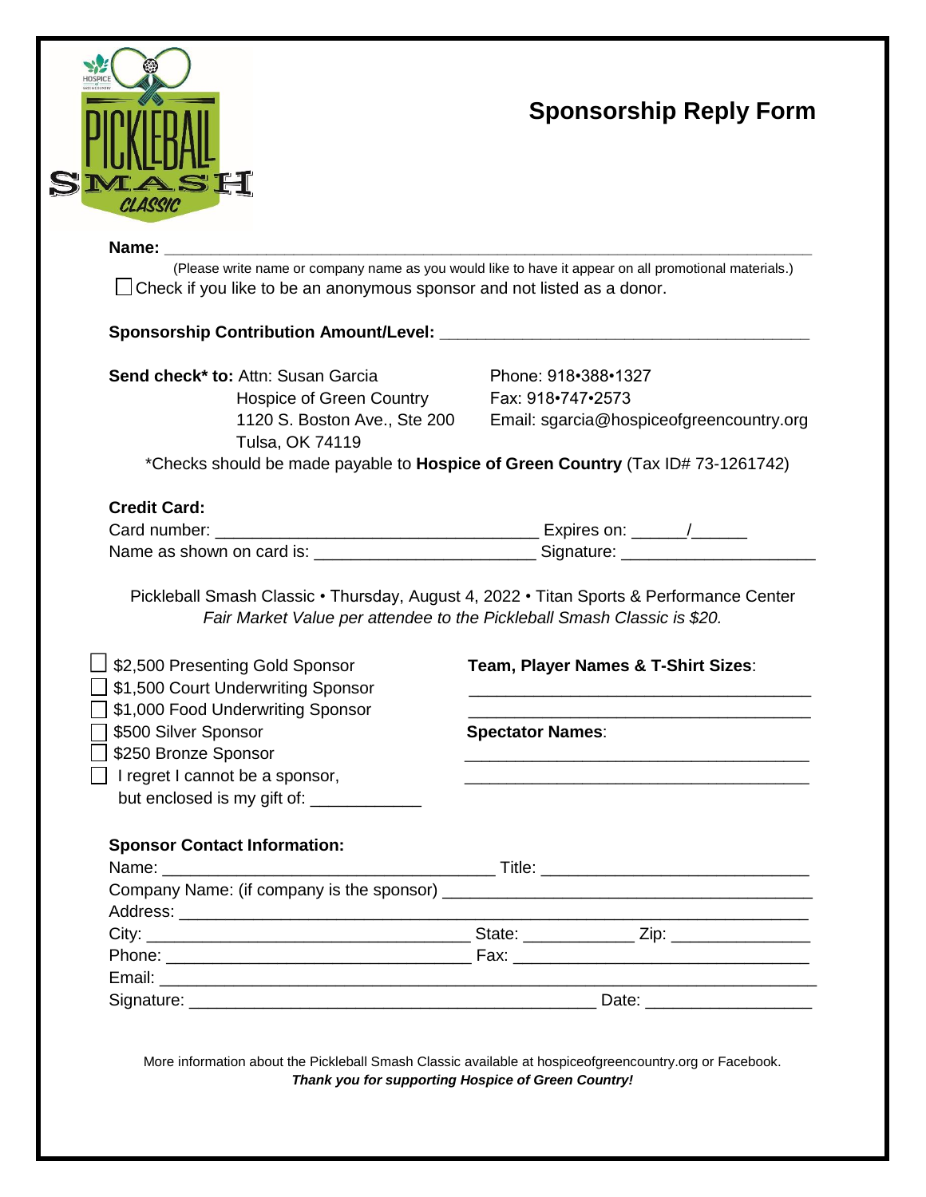# Sponsorship Reply Form

**Name:** ______________________________________________________________

(Please write name or company name as you would like to have it appear on all promotional materials.)

☐ Check if you like to be an anonymous sponsor and not listed as a donor.

**Sponsorship Contribution Amount/Level:** ________________________________

**Send check\* to:** Attn: Susan Garcia
Hospice of Green Country
1120 S. Boston Ave., Ste 200
Tulsa, OK 74119

Phone: 918•388•1327
Fax: 918•747•2573
Email: sgarcia@hospiceofgreencountry.org

*Checks should be made payable to **Hospice of Green Country** (Tax ID# 73-1261742)

**Credit Card:**

Card number: ________________________________ Expires on: ______/______

Name as shown on card is: ______________________ Signature: __________________

Pickleball Smash Classic • Thursday, August 4, 2022 • Titan Sports & Performance Center

*Fair Market Value per attendee to the Pickleball Smash Classic is $20.*

- ☐ $2,500 Presenting Gold Sponsor
- ☐ $1,500 Court Underwriting Sponsor
- ☐ $1,000 Food Underwriting Sponsor
- ☐ $500 Silver Sponsor
- ☐ $250 Bronze Sponsor
- ☐ I regret I cannot be a sponsor, but enclosed is my gift of: ____________

**Team, Player Names & T-Shirt Sizes**:

__________________________________

__________________________________

**Spectator Names**:

__________________________________

__________________________________

**Sponsor Contact Information:**

Name: ________________________________ Title: __________________________

Company Name: (if company is the sponsor) ____________________________________

Address: ______________________________________________________________

City: _______________________________ State: ___________ Zip: ______________

Phone: ______________________________ Fax: ______________________________

Email: _______________________________________________________________

Signature: ___________________________________________ Date: ________________

More information about the Pickleball Smash Classic available at hospiceofgreencountry.org or Facebook.

***Thank you for supporting Hospice of Green Country!***